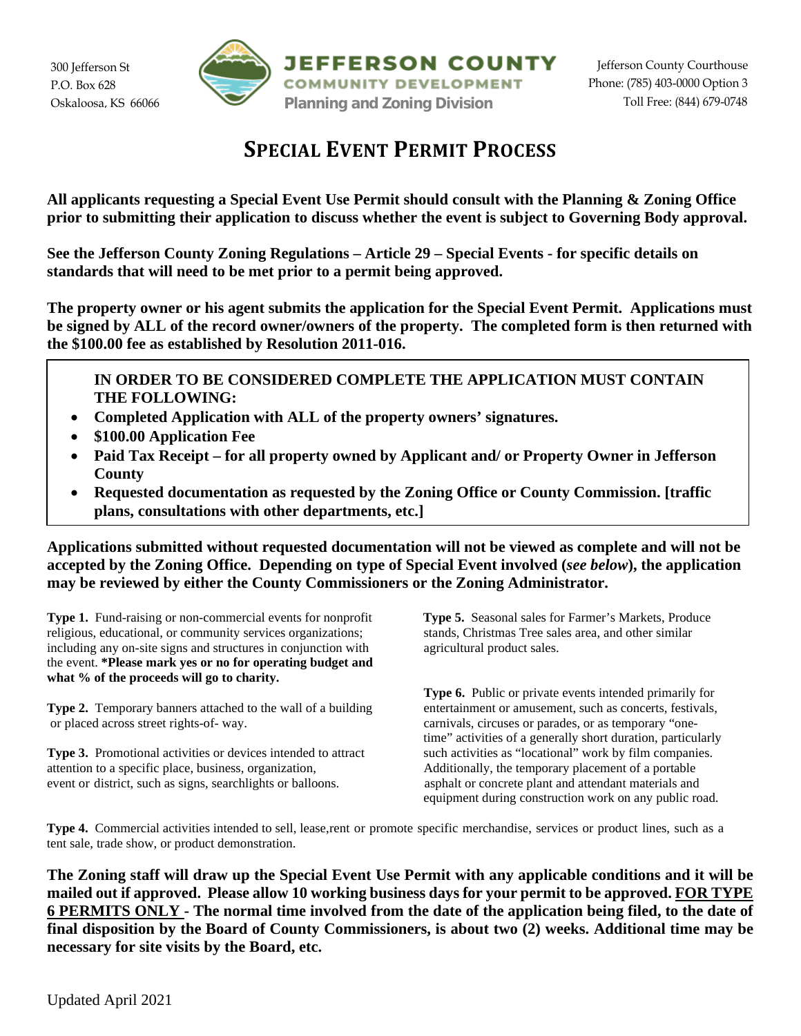300 Jefferson St
P.O. Box 628
Oskaloosa, KS 66066

**JEFFERSON COUNTY**
**COMMUNITY DEVELOPMENT**
**Planning and Zoning Division**

Jefferson County Courthouse
Phone: (785) 403-0000 Option 3
Toll Free: (844) 679-0748

# SPECIAL EVENT PERMIT PROCESS

**All applicants requesting a Special Event Use Permit should consult with the Planning & Zoning Office prior to submitting their application to discuss whether the event is subject to Governing Body approval.**

**See the Jefferson County Zoning Regulations – Article 29 – Special Events - for specific details on standards that will need to be met prior to a permit being approved.**

**The property owner or his agent submits the application for the Special Event Permit. Applications must be signed by ALL of the record owner/owners of the property. The completed form is then returned with the $100.00 fee as established by Resolution 2011-016.**

**IN ORDER TO BE CONSIDERED COMPLETE THE APPLICATION MUST CONTAIN THE FOLLOWING:**

- **Completed Application with ALL of the property owners' signatures.**
- **$100.00 Application Fee**
- **Paid Tax Receipt – for all property owned by Applicant and/ or Property Owner in Jefferson County**
- **Requested documentation as requested by the Zoning Office or County Commission. [traffic plans, consultations with other departments, etc.]**

**Applications submitted without requested documentation will not be viewed as complete and will not be accepted by the Zoning Office. Depending on type of Special Event involved (*see below*), the application may be reviewed by either the County Commissioners or the Zoning Administrator.**

**Type 1.** Fund-raising or non-commercial events for nonprofit religious, educational, or community services organizations; including any on-site signs and structures in conjunction with the event. **\*Please mark yes or no for operating budget and what % of the proceeds will go to charity.**

**Type 2.** Temporary banners attached to the wall of a building or placed across street rights-of- way.

**Type 3.** Promotional activities or devices intended to attract attention to a specific place, business, organization, event or district, such as signs, searchlights or balloons.

**Type 5.** Seasonal sales for Farmer's Markets, Produce stands, Christmas Tree sales area, and other similar agricultural product sales.

**Type 6.** Public or private events intended primarily for entertainment or amusement, such as concerts, festivals, carnivals, circuses or parades, or as temporary "one-time" activities of a generally short duration, particularly such activities as "locational" work by film companies. Additionally, the temporary placement of a portable asphalt or concrete plant and attendant materials and equipment during construction work on any public road.

**Type 4.** Commercial activities intended to sell, lease,rent or promote specific merchandise, services or product lines, such as a tent sale, trade show, or product demonstration.

**The Zoning staff will draw up the Special Event Use Permit with any applicable conditions and it will be mailed out if approved. Please allow 10 working business days for your permit to be approved. <u>FOR TYPE 6 PERMITS ONLY</u> - The normal time involved from the date of the application being filed, to the date of final disposition by the Board of County Commissioners, is about two (2) weeks. Additional time may be necessary for site visits by the Board, etc.**

Updated April 2021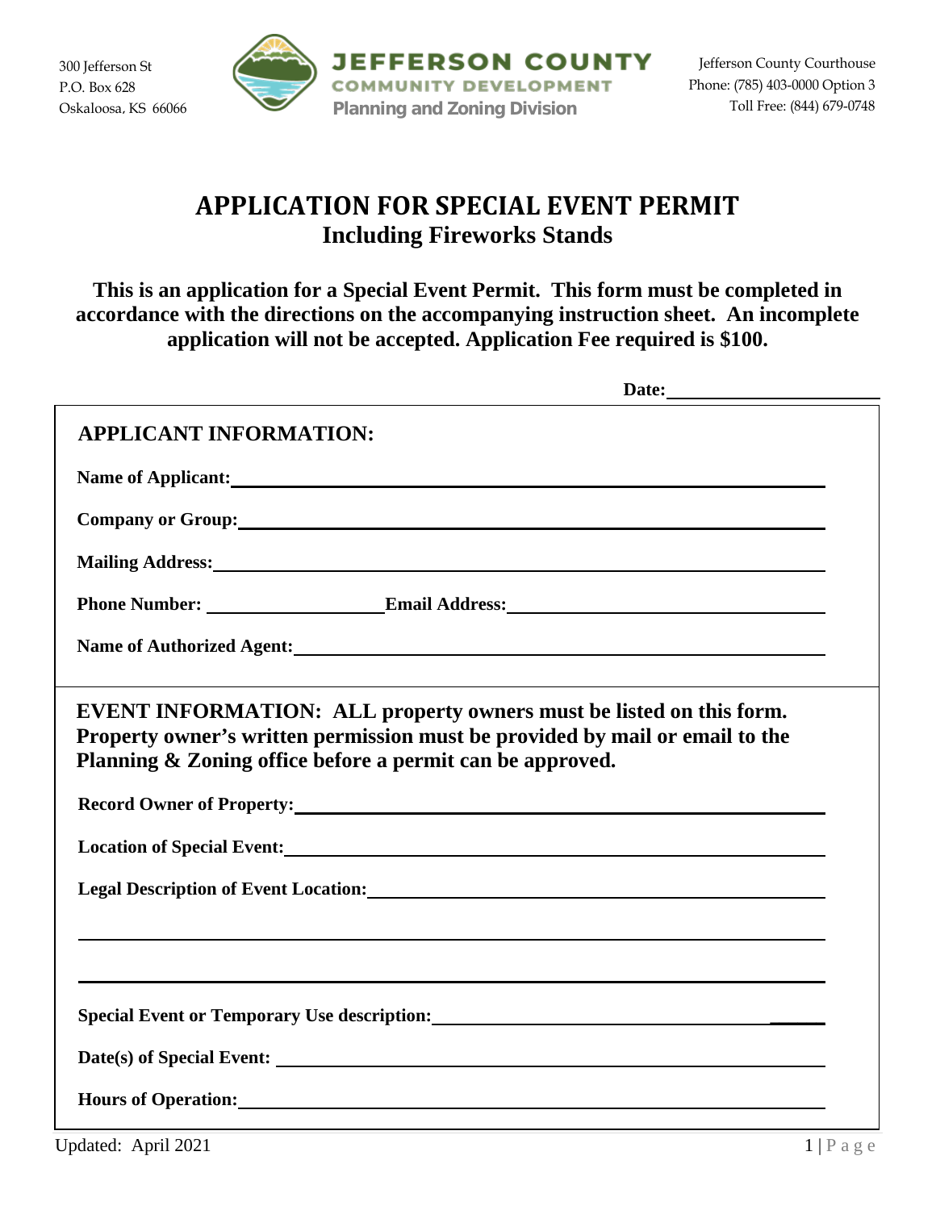300 Jefferson St
P.O. Box 628
Oskaloosa, KS 66066

**JEFFERSON COUNTY**
**COMMUNITY DEVELOPMENT**
**Planning and Zoning Division**

Jefferson County Courthouse
Phone: (785) 403-0000 Option 3
Toll Free: (844) 679-0748

# APPLICATION FOR SPECIAL EVENT PERMIT

## Including Fireworks Stands

**This is an application for a Special Event Permit. This form must be completed in accordance with the directions on the accompanying instruction sheet. An incomplete application will not be accepted. Application Fee required is $100.**

**Date:** ______________________

### APPLICANT INFORMATION:

**Name of Applicant:** ______________________________________________

**Company or Group:** ______________________________________________

**Mailing Address:** ______________________________________________

**Phone Number:** __________________ **Email Address:** ______________________________

**Name of Authorized Agent:** ______________________________________________

### EVENT INFORMATION: ALL property owners must be listed on this form. Property owner's written permission must be provided by mail or email to the Planning & Zoning office before a permit can be approved.

**Record Owner of Property:** ______________________________________________

**Location of Special Event:** ______________________________________________

**Legal Description of Event Location:** ______________________________________________

______________________________________________________________________

______________________________________________________________________

**Special Event or Temporary Use description:** ______________________________________________

**Date(s) of Special Event:** ______________________________________________

**Hours of Operation:** ______________________________________________

Updated: April 2021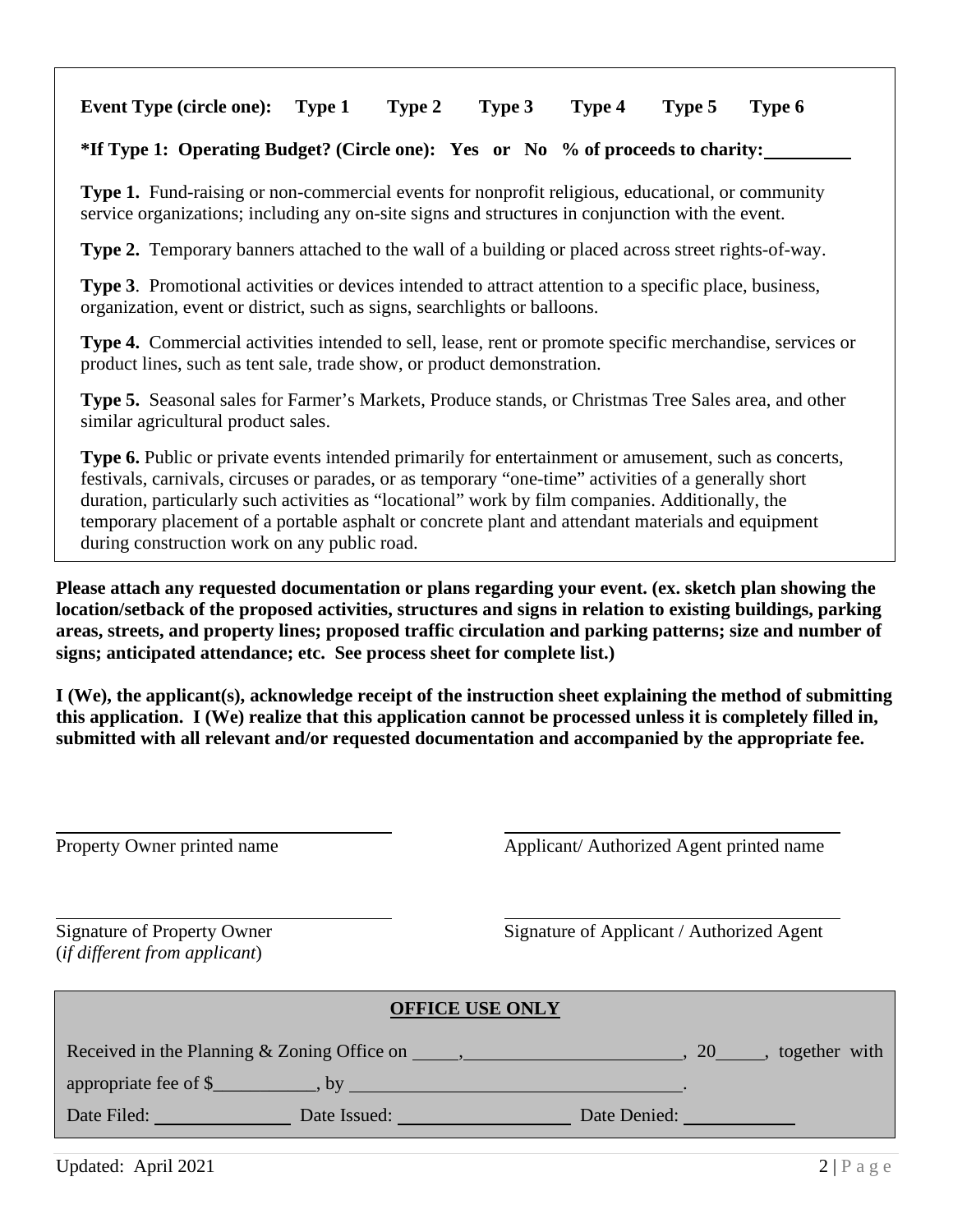**Event Type (circle one):** **Type 1** **Type 2** **Type 3** **Type 4** **Type 5** **Type 6**

***If Type 1: Operating Budget? (Circle one): Yes or No % of proceeds to charity:** \_\_\_\_\_\_\_\_\_

**Type 1.** Fund-raising or non-commercial events for nonprofit religious, educational, or community service organizations; including any on-site signs and structures in conjunction with the event.

**Type 2.** Temporary banners attached to the wall of a building or placed across street rights-of-way.

**Type 3**. Promotional activities or devices intended to attract attention to a specific place, business, organization, event or district, such as signs, searchlights or balloons.

**Type 4.** Commercial activities intended to sell, lease, rent or promote specific merchandise, services or product lines, such as tent sale, trade show, or product demonstration.

**Type 5.** Seasonal sales for Farmer's Markets, Produce stands, or Christmas Tree Sales area, and other similar agricultural product sales.

**Type 6.** Public or private events intended primarily for entertainment or amusement, such as concerts, festivals, carnivals, circuses or parades, or as temporary "one-time" activities of a generally short duration, particularly such activities as "locational" work by film companies. Additionally, the temporary placement of a portable asphalt or concrete plant and attendant materials and equipment during construction work on any public road.

**Please attach any requested documentation or plans regarding your event. (ex. sketch plan showing the location/setback of the proposed activities, structures and signs in relation to existing buildings, parking areas, streets, and property lines; proposed traffic circulation and parking patterns; size and number of signs; anticipated attendance; etc. See process sheet for complete list.)**

**I (We), the applicant(s), acknowledge receipt of the instruction sheet explaining the method of submitting this application. I (We) realize that this application cannot be processed unless it is completely filled in, submitted with all relevant and/or requested documentation and accompanied by the appropriate fee.**

\_\_\_\_\_\_\_\_\_\_\_\_\_\_\_\_\_\_\_\_\_\_\_\_\_\_\_\_\_\_ \_\_\_\_\_\_\_\_\_\_\_\_\_\_\_\_\_\_\_\_\_\_\_\_\_\_\_\_\_\_
Property Owner printed name Applicant/ Authorized Agent printed name

\_\_\_\_\_\_\_\_\_\_\_\_\_\_\_\_\_\_\_\_\_\_\_\_\_\_\_\_\_\_ \_\_\_\_\_\_\_\_\_\_\_\_\_\_\_\_\_\_\_\_\_\_\_\_\_\_\_\_\_\_
Signature of Property Owner (*if different from applicant*) Signature of Applicant / Authorized Agent

**OFFICE USE ONLY**

Received in the Planning & Zoning Office on \_\_\_\_\_, \_\_\_\_\_\_\_\_\_\_\_\_\_\_\_\_\_\_\_\_\_\_, 20\_\_\_\_\_, together with appropriate fee of $\_\_\_\_\_\_\_\_\_\_\_, by \_\_\_\_\_\_\_\_\_\_\_\_\_\_\_\_\_\_\_\_\_\_\_\_\_\_\_\_\_\_\_\_\_\_\_.

Date Filed: \_\_\_\_\_\_\_\_\_\_\_\_\_\_ Date Issued: \_\_\_\_\_\_\_\_\_\_\_\_\_\_\_\_\_\_ Date Denied: \_\_\_\_\_\_\_\_\_\_\_\_

Updated: April 2021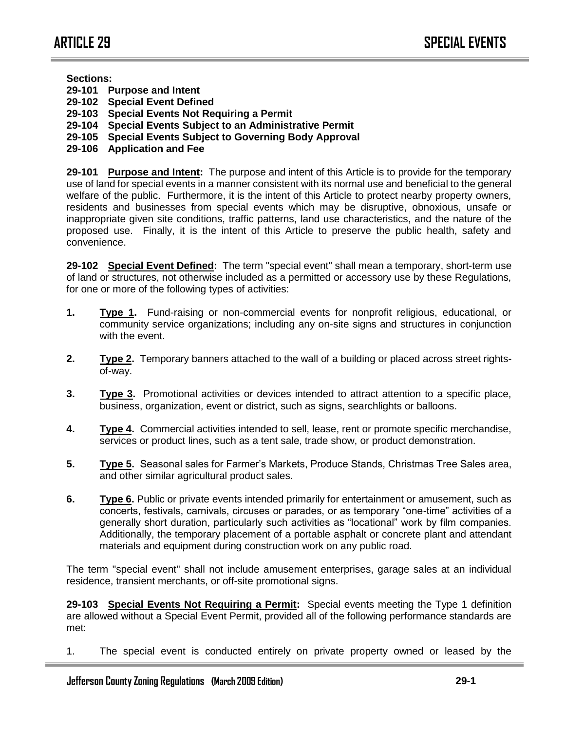# ARTICLE 29 SPECIAL EVENTS

**Sections:**
**29-101 Purpose and Intent**
**29-102 Special Event Defined**
**29-103 Special Events Not Requiring a Permit**
**29-104 Special Events Subject to an Administrative Permit**
**29-105 Special Events Subject to Governing Body Approval**
**29-106 Application and Fee**

**29-101 Purpose and Intent:** The purpose and intent of this Article is to provide for the temporary use of land for special events in a manner consistent with its normal use and beneficial to the general welfare of the public. Furthermore, it is the intent of this Article to protect nearby property owners, residents and businesses from special events which may be disruptive, obnoxious, unsafe or inappropriate given site conditions, traffic patterns, land use characteristics, and the nature of the proposed use. Finally, it is the intent of this Article to preserve the public health, safety and convenience.

**29-102 Special Event Defined:** The term "special event" shall mean a temporary, short-term use of land or structures, not otherwise included as a permitted or accessory use by these Regulations, for one or more of the following types of activities:

1. **Type 1.** Fund-raising or non-commercial events for nonprofit religious, educational, or community service organizations; including any on-site signs and structures in conjunction with the event.

2. **Type 2.** Temporary banners attached to the wall of a building or placed across street rights-of-way.

3. **Type 3.** Promotional activities or devices intended to attract attention to a specific place, business, organization, event or district, such as signs, searchlights or balloons.

4. **Type 4.** Commercial activities intended to sell, lease, rent or promote specific merchandise, services or product lines, such as a tent sale, trade show, or product demonstration.

5. **Type 5.** Seasonal sales for Farmer's Markets, Produce Stands, Christmas Tree Sales area, and other similar agricultural product sales.

6. **Type 6.** Public or private events intended primarily for entertainment or amusement, such as concerts, festivals, carnivals, circuses or parades, or as temporary "one-time" activities of a generally short duration, particularly such activities as "locational" work by film companies. Additionally, the temporary placement of a portable asphalt or concrete plant and attendant materials and equipment during construction work on any public road.

The term "special event" shall not include amusement enterprises, garage sales at an individual residence, transient merchants, or off-site promotional signs.

**29-103 Special Events Not Requiring a Permit:** Special events meeting the Type 1 definition are allowed without a Special Event Permit, provided all of the following performance standards are met:

1. The special event is conducted entirely on private property owned or leased by the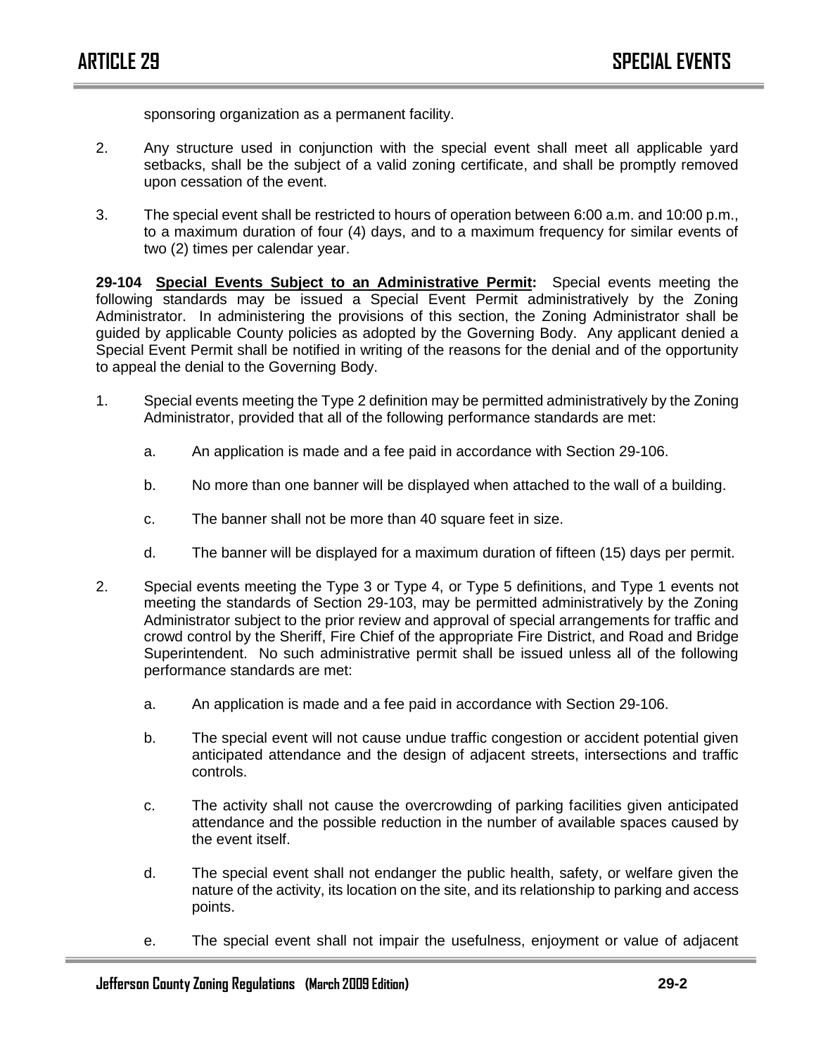sponsoring organization as a permanent facility.

2. Any structure used in conjunction with the special event shall meet all applicable yard setbacks, shall be the subject of a valid zoning certificate, and shall be promptly removed upon cessation of the event.

3. The special event shall be restricted to hours of operation between 6:00 a.m. and 10:00 p.m., to a maximum duration of four (4) days, and to a maximum frequency for similar events of two (2) times per calendar year.

**29-104 Special Events Subject to an Administrative Permit:** Special events meeting the following standards may be issued a Special Event Permit administratively by the Zoning Administrator. In administering the provisions of this section, the Zoning Administrator shall be guided by applicable County policies as adopted by the Governing Body. Any applicant denied a Special Event Permit shall be notified in writing of the reasons for the denial and of the opportunity to appeal the denial to the Governing Body.

1. Special events meeting the Type 2 definition may be permitted administratively by the Zoning Administrator, provided that all of the following performance standards are met:

   a. An application is made and a fee paid in accordance with Section 29-106.

   b. No more than one banner will be displayed when attached to the wall of a building.

   c. The banner shall not be more than 40 square feet in size.

   d. The banner will be displayed for a maximum duration of fifteen (15) days per permit.

2. Special events meeting the Type 3 or Type 4, or Type 5 definitions, and Type 1 events not meeting the standards of Section 29-103, may be permitted administratively by the Zoning Administrator subject to the prior review and approval of special arrangements for traffic and crowd control by the Sheriff, Fire Chief of the appropriate Fire District, and Road and Bridge Superintendent. No such administrative permit shall be issued unless all of the following performance standards are met:

   a. An application is made and a fee paid in accordance with Section 29-106.

   b. The special event will not cause undue traffic congestion or accident potential given anticipated attendance and the design of adjacent streets, intersections and traffic controls.

   c. The activity shall not cause the overcrowding of parking facilities given anticipated attendance and the possible reduction in the number of available spaces caused by the event itself.

   d. The special event shall not endanger the public health, safety, or welfare given the nature of the activity, its location on the site, and its relationship to parking and access points.

   e. The special event shall not impair the usefulness, enjoyment or value of adjacent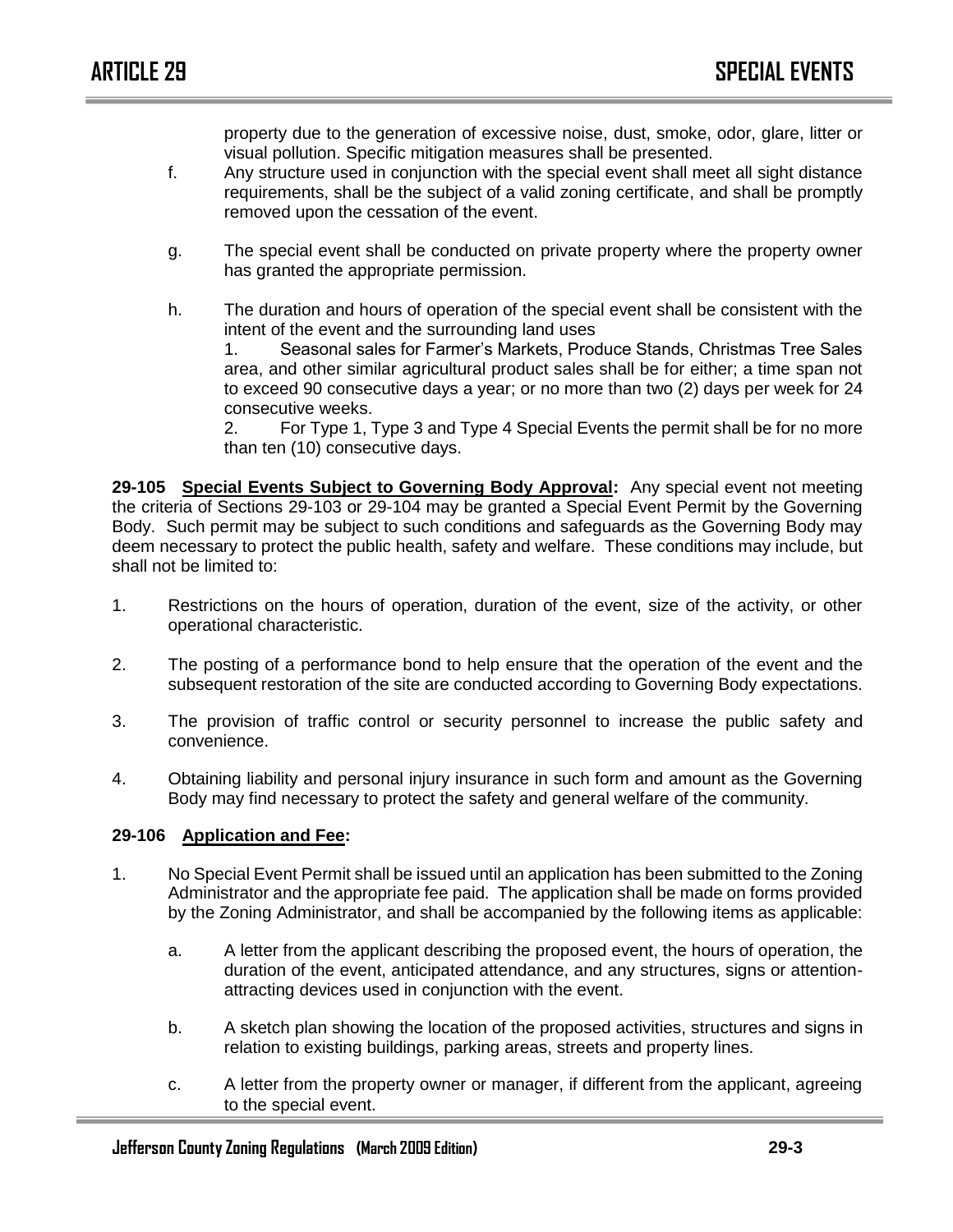property due to the generation of excessive noise, dust, smoke, odor, glare, litter or visual pollution. Specific mitigation measures shall be presented.

f. Any structure used in conjunction with the special event shall meet all sight distance requirements, shall be the subject of a valid zoning certificate, and shall be promptly removed upon the cessation of the event.

g. The special event shall be conducted on private property where the property owner has granted the appropriate permission.

h. The duration and hours of operation of the special event shall be consistent with the intent of the event and the surrounding land uses

1. Seasonal sales for Farmer's Markets, Produce Stands, Christmas Tree Sales area, and other similar agricultural product sales shall be for either; a time span not to exceed 90 consecutive days a year; or no more than two (2) days per week for 24 consecutive weeks.
2. For Type 1, Type 3 and Type 4 Special Events the permit shall be for no more than ten (10) consecutive days.

**29-105 Special Events Subject to Governing Body Approval:** Any special event not meeting the criteria of Sections 29-103 or 29-104 may be granted a Special Event Permit by the Governing Body. Such permit may be subject to such conditions and safeguards as the Governing Body may deem necessary to protect the public health, safety and welfare. These conditions may include, but shall not be limited to:

1. Restrictions on the hours of operation, duration of the event, size of the activity, or other operational characteristic.
2. The posting of a performance bond to help ensure that the operation of the event and the subsequent restoration of the site are conducted according to Governing Body expectations.
3. The provision of traffic control or security personnel to increase the public safety and convenience.
4. Obtaining liability and personal injury insurance in such form and amount as the Governing Body may find necessary to protect the safety and general welfare of the community.

**29-106 Application and Fee:**

1. No Special Event Permit shall be issued until an application has been submitted to the Zoning Administrator and the appropriate fee paid. The application shall be made on forms provided by the Zoning Administrator, and shall be accompanied by the following items as applicable:

   a. A letter from the applicant describing the proposed event, the hours of operation, the duration of the event, anticipated attendance, and any structures, signs or attention-attracting devices used in conjunction with the event.

   b. A sketch plan showing the location of the proposed activities, structures and signs in relation to existing buildings, parking areas, streets and property lines.

   c. A letter from the property owner or manager, if different from the applicant, agreeing to the special event.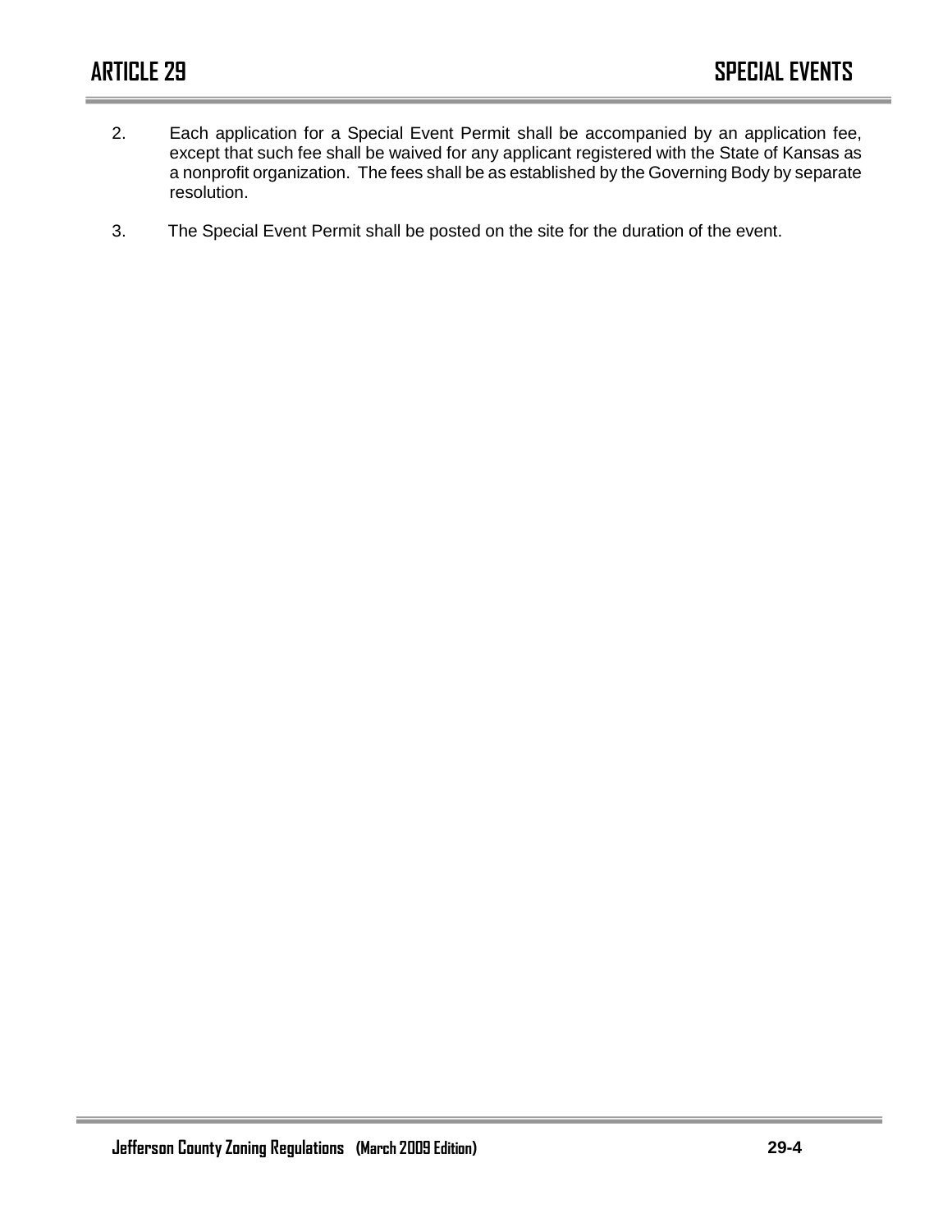2. Each application for a Special Event Permit shall be accompanied by an application fee, except that such fee shall be waived for any applicant registered with the State of Kansas as a nonprofit organization. The fees shall be as established by the Governing Body by separate resolution.

3. The Special Event Permit shall be posted on the site for the duration of the event.